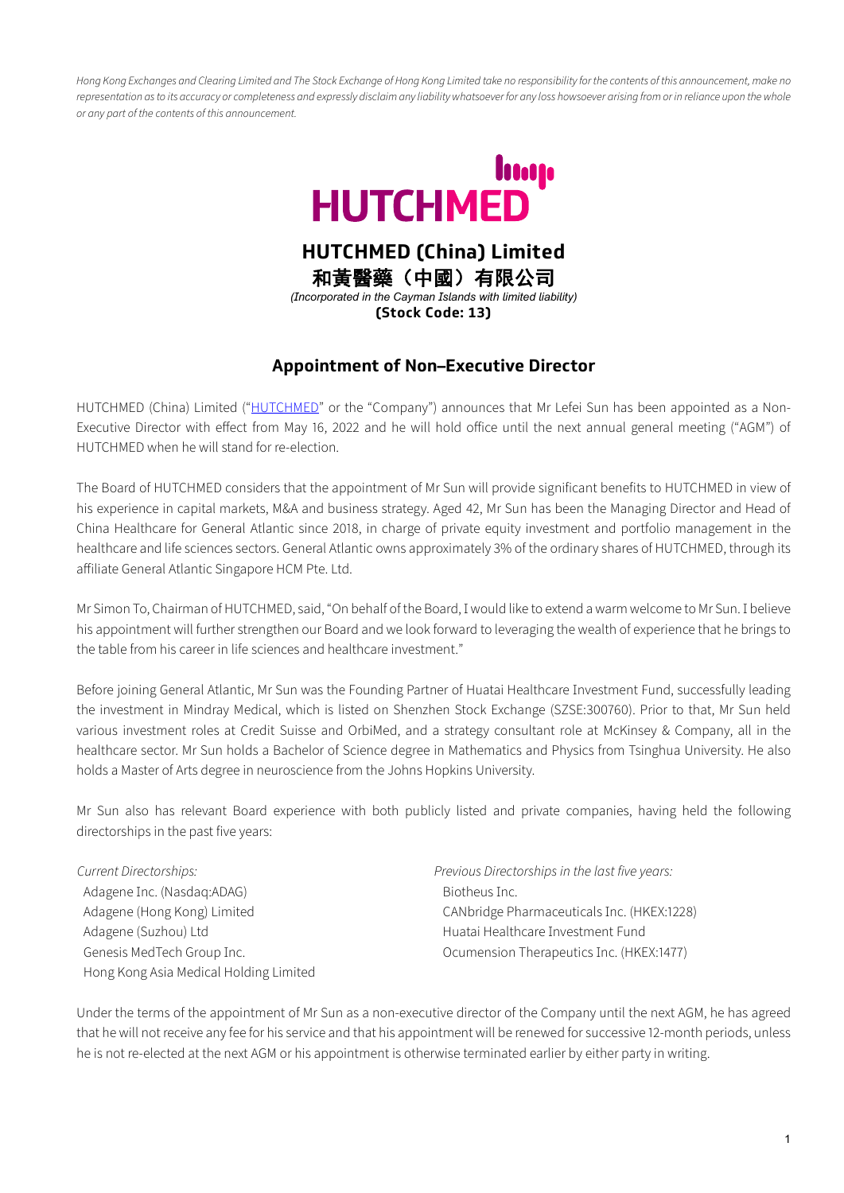*Hong Kong Exchanges and Clearing Limited and The Stock Exchange of Hong Kong Limited take no responsibility for the contents of this announcement, make no representation as to its accuracy or completeness and expressly disclaim any liability whatsoever for any loss howsoever arising from or in reliance upon the whole or any part of the contents of this announcement.*

**HUTCHMED (China) Limited**

**和黃醫藥（中國）有限公司**

*(Incorporated in the Cayman Islands with limited liability)*

**(Stock Code: 13)**

## Appointment of Non–Executive Director

HUTCHMED (China) Limited ("HUTCHMED" or the "Company") announces that Mr Lefei Sun has been appointed as a Non-Executive Director with effect from May 16, 2022 and he will hold office until the next annual general meeting ("AGM") of HUTCHMED when he will stand for re-election.

The Board of HUTCHMED considers that the appointment of Mr Sun will provide significant benefits to HUTCHMED in view of his experience in capital markets, M&A and business strategy. Aged 42, Mr Sun has been the Managing Director and Head of China Healthcare for General Atlantic since 2018, in charge of private equity investment and portfolio management in the healthcare and life sciences sectors. General Atlantic owns approximately 3% of the ordinary shares of HUTCHMED, through its affiliate General Atlantic Singapore HCM Pte. Ltd.

Mr Simon To, Chairman of HUTCHMED, said, "On behalf of the Board, I would like to extend a warm welcome to Mr Sun. I believe his appointment will further strengthen our Board and we look forward to leveraging the wealth of experience that he brings to the table from his career in life sciences and healthcare investment."

Before joining General Atlantic, Mr Sun was the Founding Partner of Huatai Healthcare Investment Fund, successfully leading the investment in Mindray Medical, which is listed on Shenzhen Stock Exchange (SZSE:300760). Prior to that, Mr Sun held various investment roles at Credit Suisse and OrbiMed, and a strategy consultant role at McKinsey & Company, all in the healthcare sector. Mr Sun holds a Bachelor of Science degree in Mathematics and Physics from Tsinghua University. He also holds a Master of Arts degree in neuroscience from the Johns Hopkins University.

Mr Sun also has relevant Board experience with both publicly listed and private companies, having held the following directorships in the past five years:

*Current Directorships:*

- Adagene Inc. (Nasdaq:ADAG)
- Adagene (Hong Kong) Limited
- Adagene (Suzhou) Ltd
- Genesis MedTech Group Inc.
- Hong Kong Asia Medical Holding Limited

*Previous Directorships in the last five years:*

- Biotheus Inc.
- CANbridge Pharmaceuticals Inc. (HKEX:1228)
- Huatai Healthcare Investment Fund
- Ocumension Therapeutics Inc. (HKEX:1477)

Under the terms of the appointment of Mr Sun as a non-executive director of the Company until the next AGM, he has agreed that he will not receive any fee for his service and that his appointment will be renewed for successive 12-month periods, unless he is not re-elected at the next AGM or his appointment is otherwise terminated earlier by either party in writing.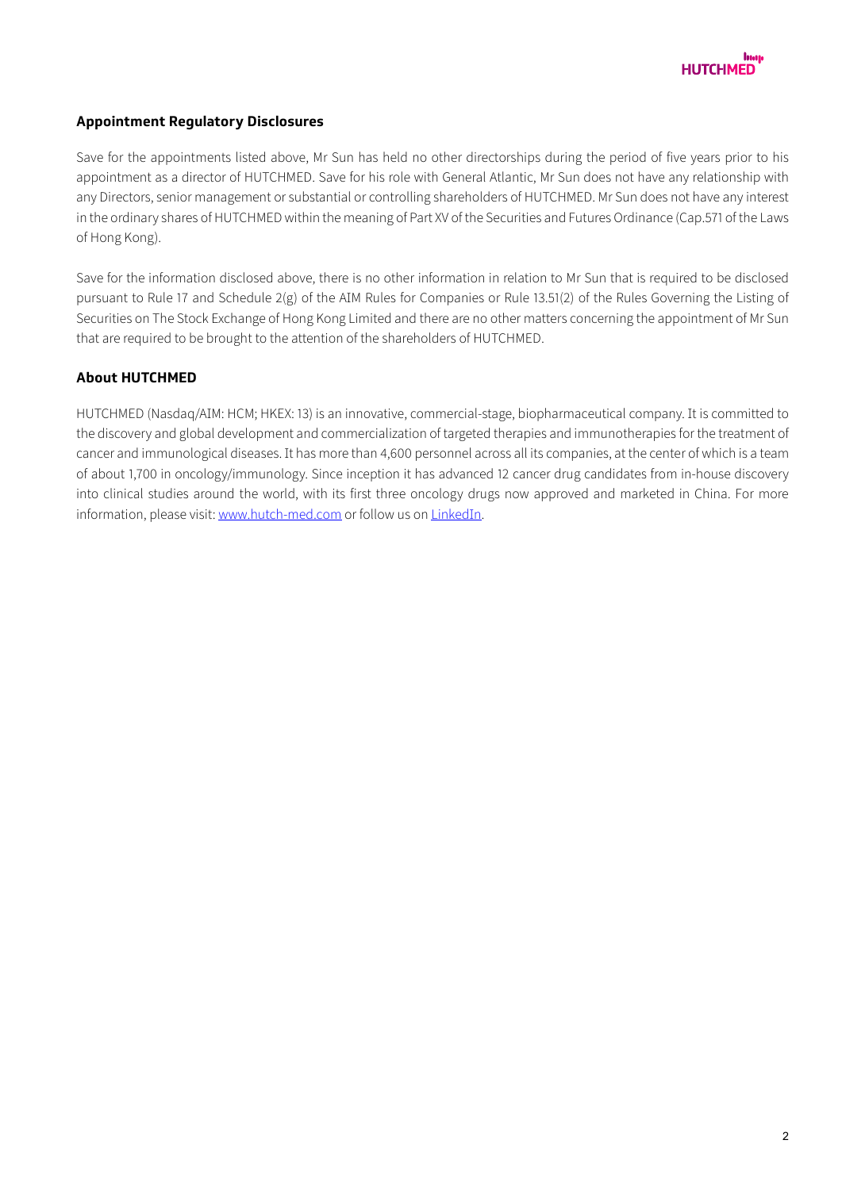## Appointment Regulatory Disclosures

Save for the appointments listed above, Mr Sun has held no other directorships during the period of five years prior to his appointment as a director of HUTCHMED. Save for his role with General Atlantic, Mr Sun does not have any relationship with any Directors, senior management or substantial or controlling shareholders of HUTCHMED. Mr Sun does not have any interest in the ordinary shares of HUTCHMED within the meaning of Part XV of the Securities and Futures Ordinance (Cap.571 of the Laws of Hong Kong).

Save for the information disclosed above, there is no other information in relation to Mr Sun that is required to be disclosed pursuant to Rule 17 and Schedule 2(g) of the AIM Rules for Companies or Rule 13.51(2) of the Rules Governing the Listing of Securities on The Stock Exchange of Hong Kong Limited and there are no other matters concerning the appointment of Mr Sun that are required to be brought to the attention of the shareholders of HUTCHMED.

## About HUTCHMED

HUTCHMED (Nasdaq/AIM: HCM; HKEX: 13) is an innovative, commercial-stage, biopharmaceutical company. It is committed to the discovery and global development and commercialization of targeted therapies and immunotherapies for the treatment of cancer and immunological diseases. It has more than 4,600 personnel across all its companies, at the center of which is a team of about 1,700 in oncology/immunology. Since inception it has advanced 12 cancer drug candidates from in-house discovery into clinical studies around the world, with its first three oncology drugs now approved and marketed in China. For more information, please visit: [www.hutch-med.com](http://www.hutch-med.com) or follow us on [LinkedIn](https://www.linkedin.com).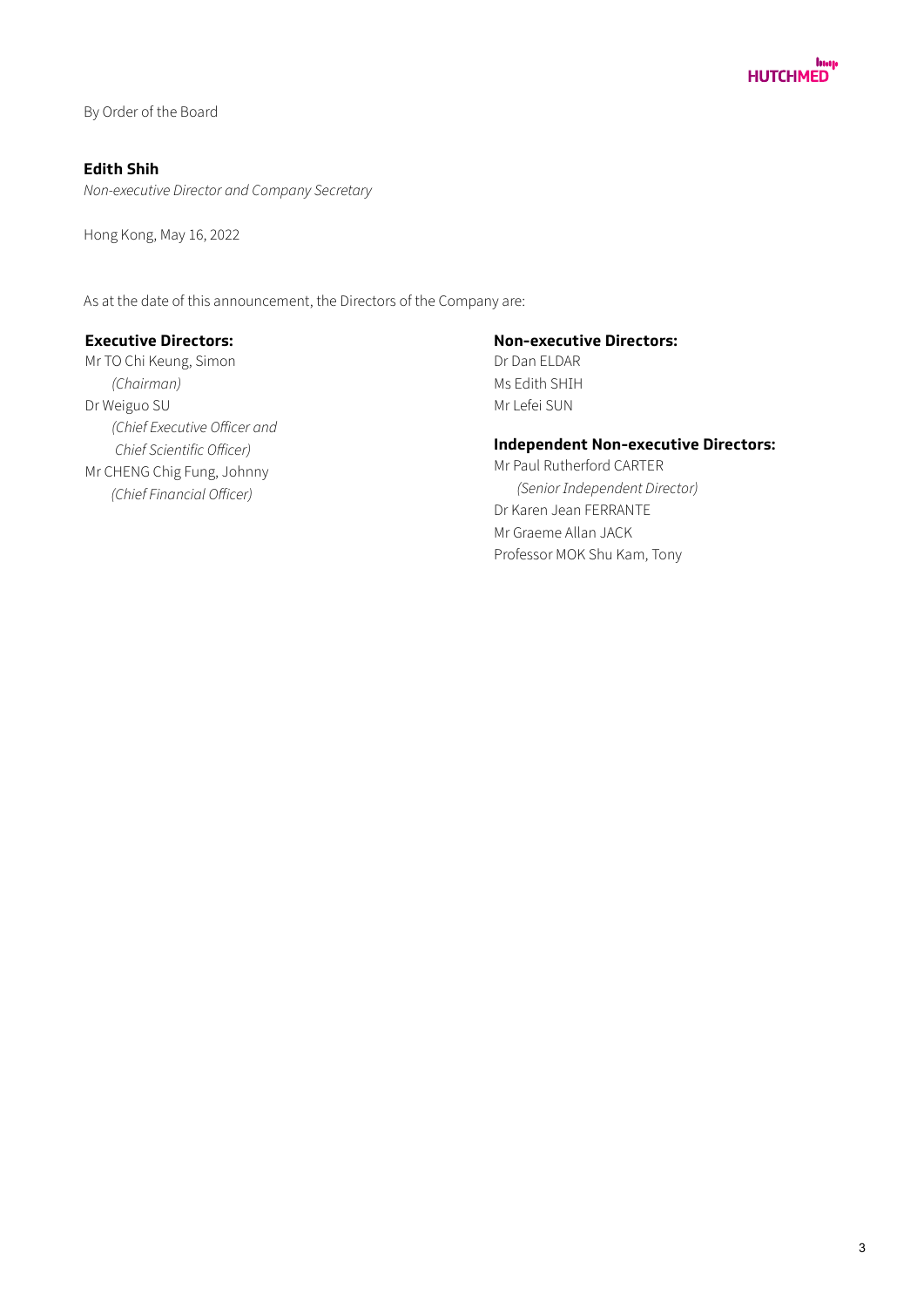By Order of the Board

**Edith Shih**
*Non-executive Director and Company Secretary*

Hong Kong, May 16, 2022

As at the date of this announcement, the Directors of the Company are:

**Executive Directors:**
Mr TO Chi Keung, Simon
*(Chairman)*
Dr Weiguo SU
*(Chief Executive Officer and Chief Scientific Officer)*
Mr CHENG Chig Fung, Johnny
*(Chief Financial Officer)*

**Non-executive Directors:**
Dr Dan ELDAR
Ms Edith SHIH
Mr Lefei SUN

**Independent Non-executive Directors:**
Mr Paul Rutherford CARTER
*(Senior Independent Director)*
Dr Karen Jean FERRANTE
Mr Graeme Allan JACK
Professor MOK Shu Kam, Tony